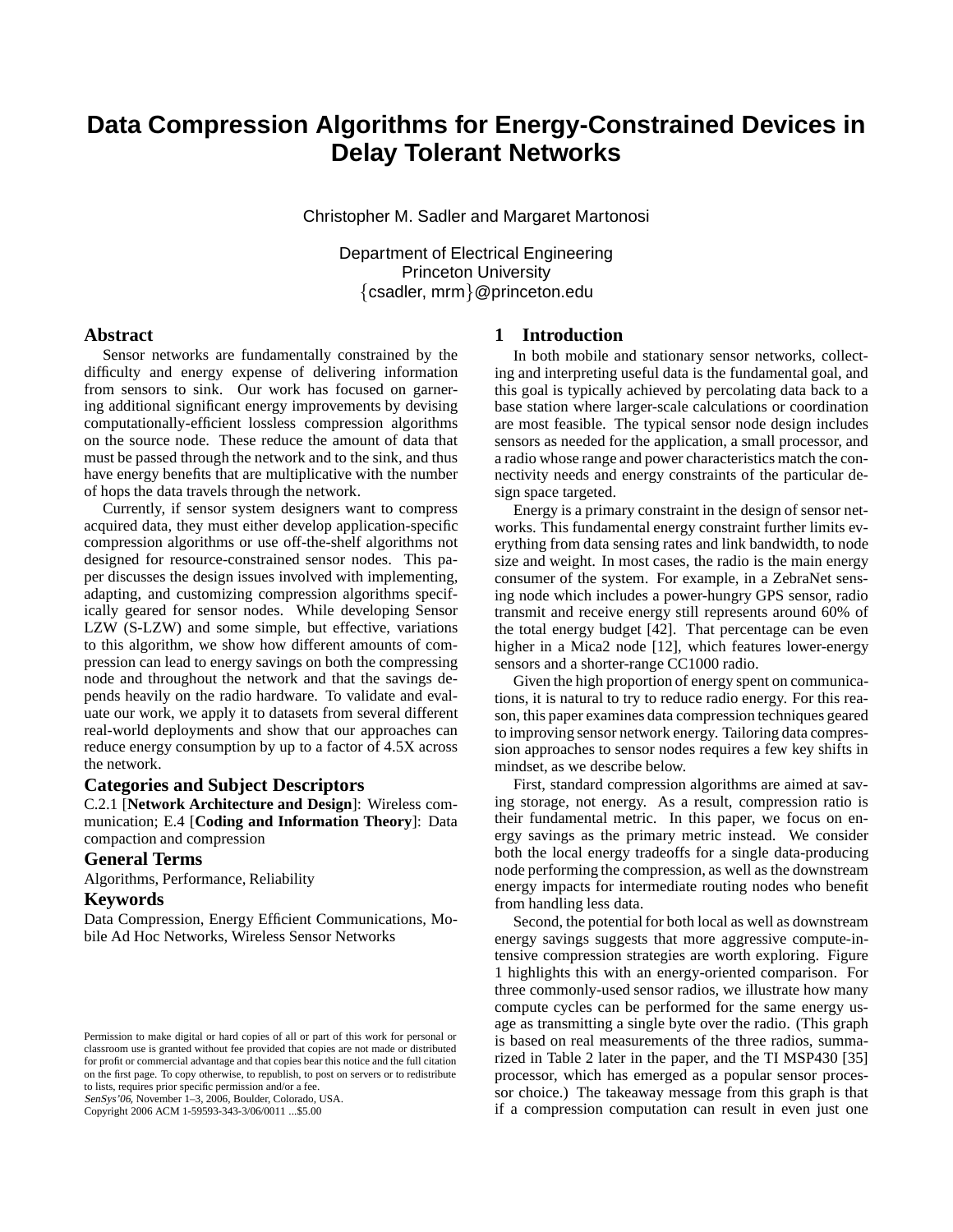# Data Compression Algorithms for Energy-Constrained Devices in Delay Tolerant Networks

Christopher M. Sadler and Margaret Martonosi

Department of Electrical Engineering
Princeton University
{csadler, mrm}@princeton.edu

## Abstract

Sensor networks are fundamentally constrained by the difficulty and energy expense of delivering information from sensors to sink. Our work has focused on garnering additional significant energy improvements by devising computationally-efficient lossless compression algorithms on the source node. These reduce the amount of data that must be passed through the network and to the sink, and thus have energy benefits that are multiplicative with the number of hops the data travels through the network.

Currently, if sensor system designers want to compress acquired data, they must either develop application-specific compression algorithms or use off-the-shelf algorithms not designed for resource-constrained sensor nodes. This paper discusses the design issues involved with implementing, adapting, and customizing compression algorithms specifically geared for sensor nodes. While developing Sensor LZW (S-LZW) and some simple, but effective, variations to this algorithm, we show how different amounts of compression can lead to energy savings on both the compressing node and throughout the network and that the savings depends heavily on the radio hardware. To validate and evaluate our work, we apply it to datasets from several different real-world deployments and show that our approaches can reduce energy consumption by up to a factor of 4.5X across the network.

## Categories and Subject Descriptors

C.2.1 [**Network Architecture and Design**]: Wireless communication; E.4 [**Coding and Information Theory**]: Data compaction and compression

## General Terms

Algorithms, Performance, Reliability

## Keywords

Data Compression, Energy Efficient Communications, Mobile Ad Hoc Networks, Wireless Sensor Networks

Permission to make digital or hard copies of all or part of this work for personal or classroom use is granted without fee provided that copies are not made or distributed for profit or commercial advantage and that copies bear this notice and the full citation on the first page. To copy otherwise, to republish, to post on servers or to redistribute to lists, requires prior specific permission and/or a fee.
*SenSys'06,* November 1–3, 2006, Boulder, Colorado, USA.
Copyright 2006 ACM 1-59593-343-3/06/0011 ...$5.00

## 1 Introduction

In both mobile and stationary sensor networks, collecting and interpreting useful data is the fundamental goal, and this goal is typically achieved by percolating data back to a base station where larger-scale calculations or coordination are most feasible. The typical sensor node design includes sensors as needed for the application, a small processor, and a radio whose range and power characteristics match the connectivity needs and energy constraints of the particular design space targeted.

Energy is a primary constraint in the design of sensor networks. This fundamental energy constraint further limits everything from data sensing rates and link bandwidth, to node size and weight. In most cases, the radio is the main energy consumer of the system. For example, in a ZebraNet sensing node which includes a power-hungry GPS sensor, radio transmit and receive energy still represents around 60% of the total energy budget [42]. That percentage can be even higher in a Mica2 node [12], which features lower-energy sensors and a shorter-range CC1000 radio.

Given the high proportion of energy spent on communications, it is natural to try to reduce radio energy. For this reason, this paper examines data compression techniques geared to improving sensor network energy. Tailoring data compression approaches to sensor nodes requires a few key shifts in mindset, as we describe below.

First, standard compression algorithms are aimed at saving storage, not energy. As a result, compression ratio is their fundamental metric. In this paper, we focus on energy savings as the primary metric instead. We consider both the local energy tradeoffs for a single data-producing node performing the compression, as well as the downstream energy impacts for intermediate routing nodes who benefit from handling less data.

Second, the potential for both local as well as downstream energy savings suggests that more aggressive compute-intensive compression strategies are worth exploring. Figure 1 highlights this with an energy-oriented comparison. For three commonly-used sensor radios, we illustrate how many compute cycles can be performed for the same energy usage as transmitting a single byte over the radio. (This graph is based on real measurements of the three radios, summarized in Table 2 later in the paper, and the TI MSP430 [35] processor, which has emerged as a popular sensor processor choice.) The takeaway message from this graph is that if a compression computation can result in even just one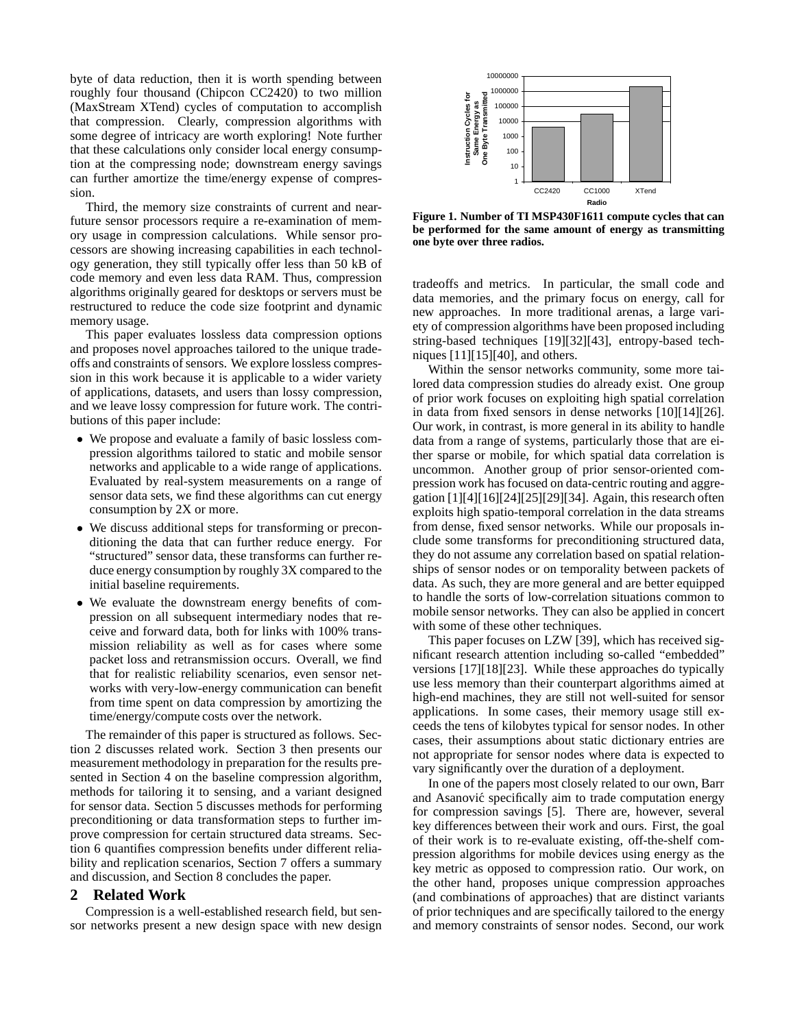byte of data reduction, then it is worth spending between roughly four thousand (Chipcon CC2420) to two million (MaxStream XTend) cycles of computation to accomplish that compression. Clearly, compression algorithms with some degree of intricacy are worth exploring! Note further that these calculations only consider local energy consumption at the compressing node; downstream energy savings can further amortize the time/energy expense of compression.

Third, the memory size constraints of current and near-future sensor processors require a re-examination of memory usage in compression calculations. While sensor processors are showing increasing capabilities in each technology generation, they still typically offer less than 50 kB of code memory and even less data RAM. Thus, compression algorithms originally geared for desktops or servers must be restructured to reduce the code size footprint and dynamic memory usage.

This paper evaluates lossless data compression options and proposes novel approaches tailored to the unique tradeoffs and constraints of sensors. We explore lossless compression in this work because it is applicable to a wider variety of applications, datasets, and users than lossy compression, and we leave lossy compression for future work. The contributions of this paper include:

- We propose and evaluate a family of basic lossless compression algorithms tailored to static and mobile sensor networks and applicable to a wide range of applications. Evaluated by real-system measurements on a range of sensor data sets, we find these algorithms can cut energy consumption by 2X or more.
- We discuss additional steps for transforming or preconditioning the data that can further reduce energy. For "structured" sensor data, these transforms can further reduce energy consumption by roughly 3X compared to the initial baseline requirements.
- We evaluate the downstream energy benefits of compression on all subsequent intermediary nodes that receive and forward data, both for links with 100% transmission reliability as well as for cases where some packet loss and retransmission occurs. Overall, we find that for realistic reliability scenarios, even sensor networks with very-low-energy communication can benefit from time spent on data compression by amortizing the time/energy/compute costs over the network.

The remainder of this paper is structured as follows. Section 2 discusses related work. Section 3 then presents our measurement methodology in preparation for the results presented in Section 4 on the baseline compression algorithm, methods for tailoring it to sensing, and a variant designed for sensor data. Section 5 discusses methods for performing preconditioning or data transformation steps to further improve compression for certain structured data streams. Section 6 quantifies compression benefits under different reliability and replication scenarios, Section 7 offers a summary and discussion, and Section 8 concludes the paper.

## 2 Related Work

Compression is a well-established research field, but sensor networks present a new design space with new design tradeoffs and metrics. In particular, the small code and data memories, and the primary focus on energy, call for new approaches. In more traditional arenas, a large variety of compression algorithms have been proposed including string-based techniques [19][32][43], entropy-based techniques [11][15][40], and others.

**Figure 1. Number of TI MSP430F1611 compute cycles that can be performed for the same amount of energy as transmitting one byte over three radios.**

Within the sensor networks community, some more tailored data compression studies do already exist. One group of prior work focuses on exploiting high spatial correlation in data from fixed sensors in dense networks [10][14][26]. Our work, in contrast, is more general in its ability to handle data from a range of systems, particularly those that are either sparse or mobile, for which spatial data correlation is uncommon. Another group of prior sensor-oriented compression work has focused on data-centric routing and aggregation [1][4][16][24][25][29][34]. Again, this research often exploits high spatio-temporal correlation in the data streams from dense, fixed sensor networks. While our proposals include some transforms for preconditioning structured data, they do not assume any correlation based on spatial relationships of sensor nodes or on temporality between packets of data. As such, they are more general and are better equipped to handle the sorts of low-correlation situations common to mobile sensor networks. They can also be applied in concert with some of these other techniques.

This paper focuses on LZW [39], which has received significant research attention including so-called "embedded" versions [17][18][23]. While these approaches do typically use less memory than their counterpart algorithms aimed at high-end machines, they are still not well-suited for sensor applications. In some cases, their memory usage still exceeds the tens of kilobytes typical for sensor nodes. In other cases, their assumptions about static dictionary entries are not appropriate for sensor nodes where data is expected to vary significantly over the duration of a deployment.

In one of the papers most closely related to our own, Barr and Asanović specifically aim to trade computation energy for compression savings [5]. There are, however, several key differences between their work and ours. First, the goal of their work is to re-evaluate existing, off-the-shelf compression algorithms for mobile devices using energy as the key metric as opposed to compression ratio. Our work, on the other hand, proposes unique compression approaches (and combinations of approaches) that are distinct variants of prior techniques and are specifically tailored to the energy and memory constraints of sensor nodes. Second, our work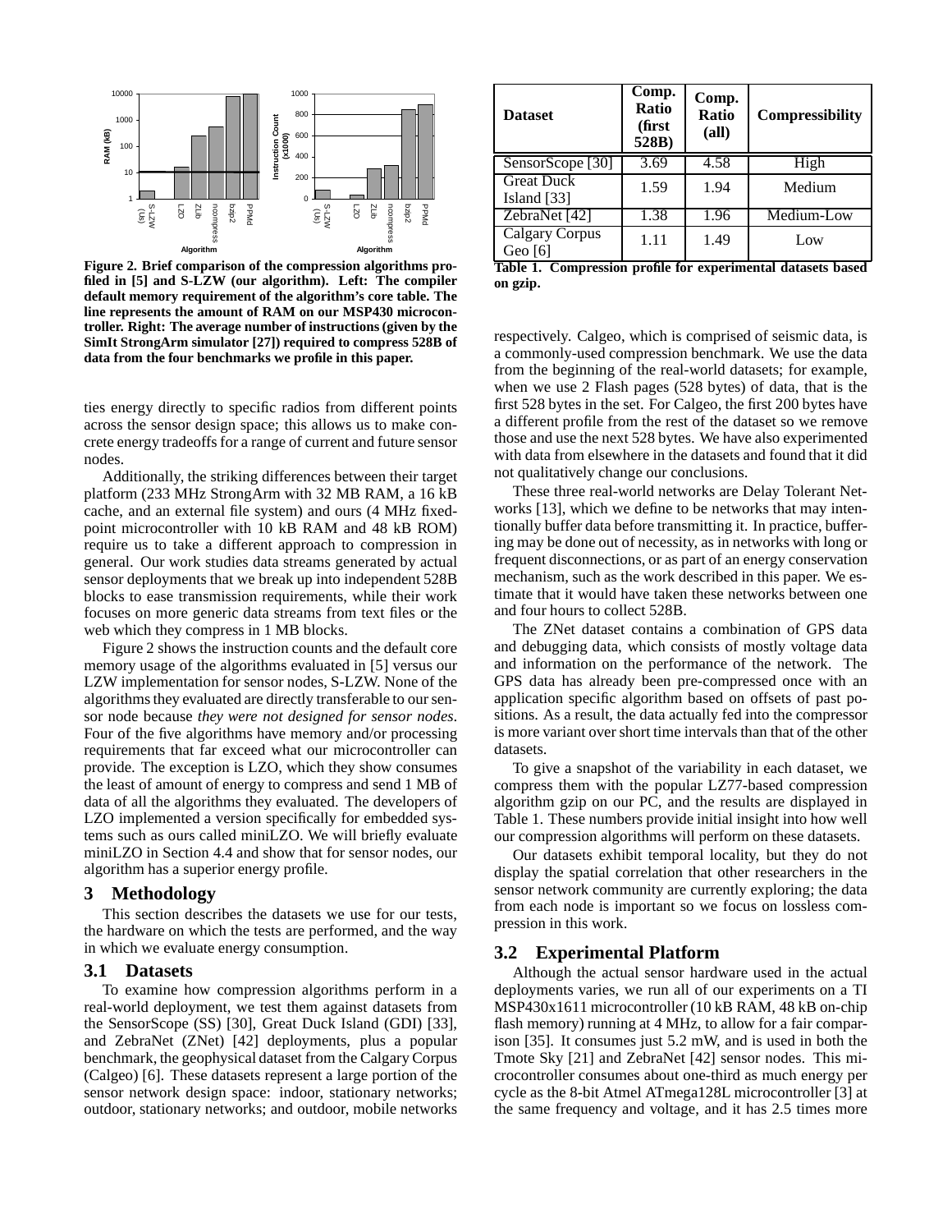**Figure 2. Brief comparison of the compression algorithms profiled in [5] and S-LZW (our algorithm). Left: The compiler default memory requirement of the algorithm's core table. The line represents the amount of RAM on our MSP430 microcontroller. Right: The average number of instructions (given by the SimIt StrongArm simulator [27]) required to compress 528B of data from the four benchmarks we profile in this paper.**

ties energy directly to specific radios from different points across the sensor design space; this allows us to make concrete energy tradeoffs for a range of current and future sensor nodes.

Additionally, the striking differences between their target platform (233 MHz StrongArm with 32 MB RAM, a 16 kB cache, and an external file system) and ours (4 MHz fixed-point microcontroller with 10 kB RAM and 48 kB ROM) require us to take a different approach to compression in general. Our work studies data streams generated by actual sensor deployments that we break up into independent 528B blocks to ease transmission requirements, while their work focuses on more generic data streams from text files or the web which they compress in 1 MB blocks.

Figure 2 shows the instruction counts and the default core memory usage of the algorithms evaluated in [5] versus our LZW implementation for sensor nodes, S-LZW. None of the algorithms they evaluated are directly transferable to our sensor node because *they were not designed for sensor nodes*. Four of the five algorithms have memory and/or processing requirements that far exceed what our microcontroller can provide. The exception is LZO, which they show consumes the least of amount of energy to compress and send 1 MB of data of all the algorithms they evaluated. The developers of LZO implemented a version specifically for embedded systems such as ours called miniLZO. We will briefly evaluate miniLZO in Section 4.4 and show that for sensor nodes, our algorithm has a superior energy profile.

## 3 Methodology

This section describes the datasets we use for our tests, the hardware on which the tests are performed, and the way in which we evaluate energy consumption.

### 3.1 Datasets

To examine how compression algorithms perform in a real-world deployment, we test them against datasets from the SensorScope (SS) [30], Great Duck Island (GDI) [33], and ZebraNet (ZNet) [42] deployments, plus a popular benchmark, the geophysical dataset from the Calgary Corpus (Calgeo) [6]. These datasets represent a large portion of the sensor network design space: indoor, stationary networks; outdoor, stationary networks; and outdoor, mobile networks respectively. Calgeo, which is comprised of seismic data, is a commonly-used compression benchmark. We use the data from the beginning of the real-world datasets; for example, when we use 2 Flash pages (528 bytes) of data, that is the first 528 bytes in the set. For Calgeo, the first 200 bytes have a different profile from the rest of the dataset so we remove those and use the next 528 bytes. We have also experimented with data from elsewhere in the datasets and found that it did not qualitatively change our conclusions.

| Dataset | Comp. Ratio (first 528B) | Comp. Ratio (all) | Compressibility |
|---|---|---|---|
| SensorScope [30] | 3.69 | 4.58 | High |
| Great Duck Island [33] | 1.59 | 1.94 | Medium |
| ZebraNet [42] | 1.38 | 1.96 | Medium-Low |
| Calgary Corpus Geo [6] | 1.11 | 1.49 | Low |

**Table 1. Compression profile for experimental datasets based on gzip.**

These three real-world networks are Delay Tolerant Networks [13], which we define to be networks that may intentionally buffer data before transmitting it. In practice, buffering may be done out of necessity, as in networks with long or frequent disconnections, or as part of an energy conservation mechanism, such as the work described in this paper. We estimate that it would have taken these networks between one and four hours to collect 528B.

The ZNet dataset contains a combination of GPS data and debugging data, which consists of mostly voltage data and information on the performance of the network. The GPS data has already been pre-compressed once with an application specific algorithm based on offsets of past positions. As a result, the data actually fed into the compressor is more variant over short time intervals than that of the other datasets.

To give a snapshot of the variability in each dataset, we compress them with the popular LZ77-based compression algorithm gzip on our PC, and the results are displayed in Table 1. These numbers provide initial insight into how well our compression algorithms will perform on these datasets.

Our datasets exhibit temporal locality, but they do not display the spatial correlation that other researchers in the sensor network community are currently exploring; the data from each node is important so we focus on lossless compression in this work.

### 3.2 Experimental Platform

Although the actual sensor hardware used in the actual deployments varies, we run all of our experiments on a TI MSP430x1611 microcontroller (10 kB RAM, 48 kB on-chip flash memory) running at 4 MHz, to allow for a fair comparison [35]. It consumes just 5.2 mW, and is used in both the Tmote Sky [21] and ZebraNet [42] sensor nodes. This microcontroller consumes about one-third as much energy per cycle as the 8-bit Atmel ATmega128L microcontroller [3] at the same frequency and voltage, and it has 2.5 times more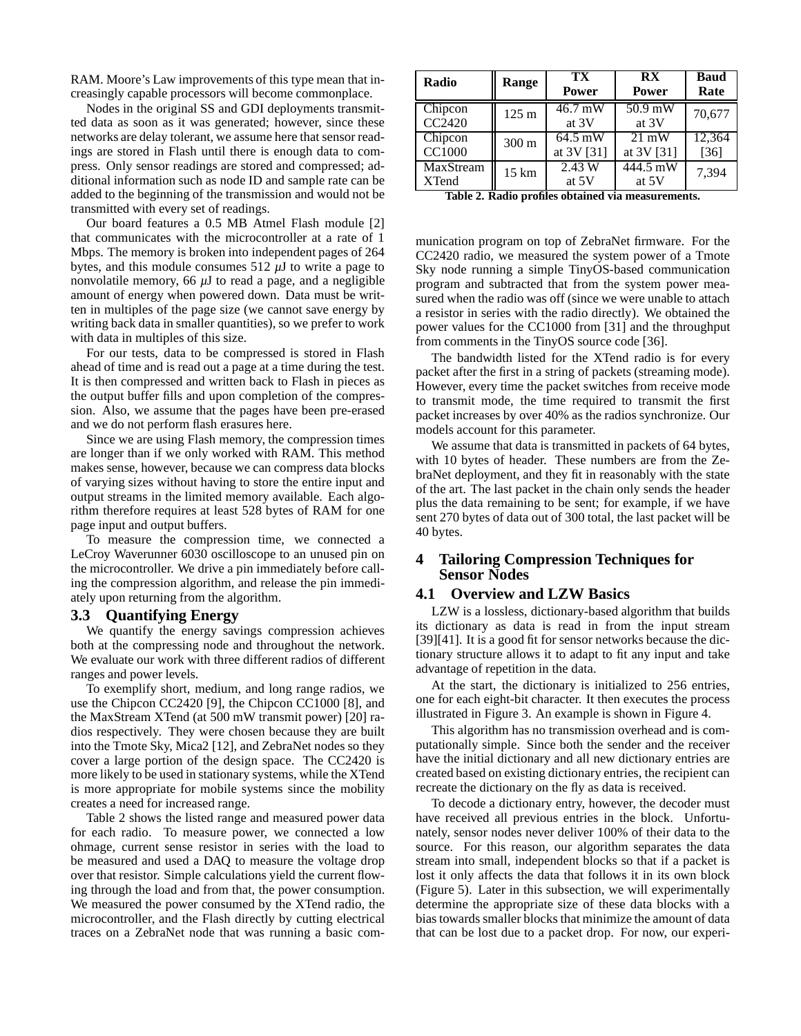RAM. Moore's Law improvements of this type mean that increasingly capable processors will become commonplace.

Nodes in the original SS and GDI deployments transmitted data as soon as it was generated; however, since these networks are delay tolerant, we assume here that sensor readings are stored in Flash until there is enough data to compress. Only sensor readings are stored and compressed; additional information such as node ID and sample rate can be added to the beginning of the transmission and would not be transmitted with every set of readings.

Our board features a 0.5 MB Atmel Flash module [2] that communicates with the microcontroller at a rate of 1 Mbps. The memory is broken into independent pages of 264 bytes, and this module consumes 512 $\mu$J to write a page to nonvolatile memory, 66 $\mu$J to read a page, and a negligible amount of energy when powered down. Data must be written in multiples of the page size (we cannot save energy by writing back data in smaller quantities), so we prefer to work with data in multiples of this size.

For our tests, data to be compressed is stored in Flash ahead of time and is read out a page at a time during the test. It is then compressed and written back to Flash in pieces as the output buffer fills and upon completion of the compression. Also, we assume that the pages have been pre-erased and we do not perform flash erasures here.

Since we are using Flash memory, the compression times are longer than if we only worked with RAM. This method makes sense, however, because we can compress data blocks of varying sizes without having to store the entire input and output streams in the limited memory available. Each algorithm therefore requires at least 528 bytes of RAM for one page input and output buffers.

To measure the compression time, we connected a LeCroy Waverunner 6030 oscilloscope to an unused pin on the microcontroller. We drive a pin immediately before calling the compression algorithm, and release the pin immediately upon returning from the algorithm.

### 3.3 Quantifying Energy

We quantify the energy savings compression achieves both at the compressing node and throughout the network. We evaluate our work with three different radios of different ranges and power levels.

To exemplify short, medium, and long range radios, we use the Chipcon CC2420 [9], the Chipcon CC1000 [8], and the MaxStream XTend (at 500 mW transmit power) [20] radios respectively. They were chosen because they are built into the Tmote Sky, Mica2 [12], and ZebraNet nodes so they cover a large portion of the design space. The CC2420 is more likely to be used in stationary systems, while the XTend is more appropriate for mobile systems since the mobility creates a need for increased range.

Table 2 shows the listed range and measured power data for each radio. To measure power, we connected a low ohmage, current sense resistor in series with the load to be measured and used a DAQ to measure the voltage drop over that resistor. Simple calculations yield the current flowing through the load and from that, the power consumption. We measured the power consumed by the XTend radio, the microcontroller, and the Flash directly by cutting electrical traces on a ZebraNet node that was running a basic communication program on top of ZebraNet firmware. For the CC2420 radio, we measured the system power of a Tmote Sky node running a simple TinyOS-based communication program and subtracted that from the system power measured when the radio was off (since we were unable to attach a resistor in series with the radio directly). We obtained the power values for the CC1000 from [31] and the throughput from comments in the TinyOS source code [36].

| Radio | Range | TX Power | RX Power | Baud Rate |
|---|---|---|---|---|
| Chipcon CC2420 | 125 m | 46.7 mW at 3V | 50.9 mW at 3V | 70,677 |
| Chipcon CC1000 | 300 m | 64.5 mW at 3V [31] | 21 mW at 3V [31] | 12,364 [36] |
| MaxStream XTend | 15 km | 2.43 W at 5V | 444.5 mW at 5V | 7,394 |

**Table 2. Radio profiles obtained via measurements.**

The bandwidth listed for the XTend radio is for every packet after the first in a string of packets (streaming mode). However, every time the packet switches from receive mode to transmit mode, the time required to transmit the first packet increases by over 40% as the radios synchronize. Our models account for this parameter.

We assume that data is transmitted in packets of 64 bytes, with 10 bytes of header. These numbers are from the ZebraNet deployment, and they fit in reasonably with the state of the art. The last packet in the chain only sends the header plus the data remaining to be sent; for example, if we have sent 270 bytes of data out of 300 total, the last packet will be 40 bytes.

## 4 Tailoring Compression Techniques for Sensor Nodes

### 4.1 Overview and LZW Basics

LZW is a lossless, dictionary-based algorithm that builds its dictionary as data is read in from the input stream [39][41]. It is a good fit for sensor networks because the dictionary structure allows it to adapt to fit any input and take advantage of repetition in the data.

At the start, the dictionary is initialized to 256 entries, one for each eight-bit character. It then executes the process illustrated in Figure 3. An example is shown in Figure 4.

This algorithm has no transmission overhead and is computationally simple. Since both the sender and the receiver have the initial dictionary and all new dictionary entries are created based on existing dictionary entries, the recipient can recreate the dictionary on the fly as data is received.

To decode a dictionary entry, however, the decoder must have received all previous entries in the block. Unfortunately, sensor nodes never deliver 100% of their data to the source. For this reason, our algorithm separates the data stream into small, independent blocks so that if a packet is lost it only affects the data that follows it in its own block (Figure 5). Later in this subsection, we will experimentally determine the appropriate size of these data blocks with a bias towards smaller blocks that minimize the amount of data that can be lost due to a packet drop. For now, our experi-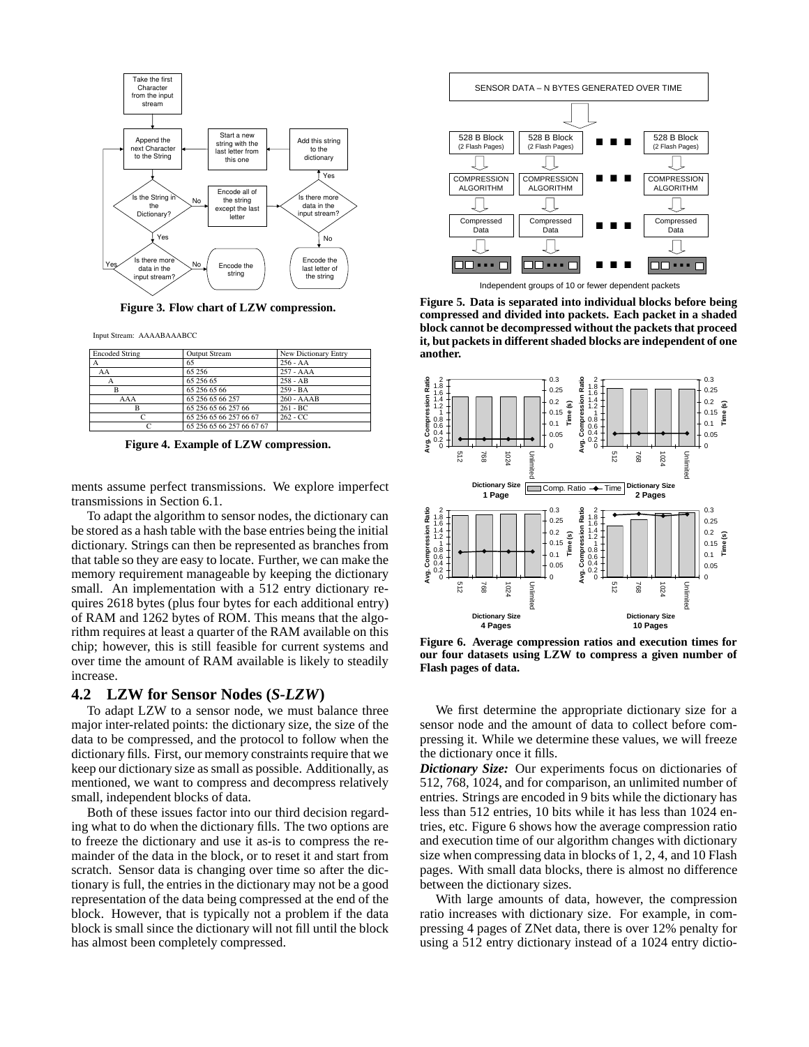Figure 3. **Flow chart of LZW compression.**

Input Stream: AAAABAAABCC

| Encoded String | Output Stream | New Dictionary Entry |
| --- | --- | --- |
| A | 65 | 256 - AA |
| AA | 65 256 | 257 - AAA |
| A | 65 256 65 | 258 - AB |
| B | 65 256 65 66 | 259 - BA |
| AAA | 65 256 65 66 257 | 260 - AAAB |
| B | 65 256 65 66 257 66 | 261 - BC |
| C | 65 256 65 66 257 66 67 | 262 - CC |
| C | 65 256 65 66 257 66 67 67 | |

**Figure 4. Example of LZW compression.**

ments assume perfect transmissions. We explore imperfect transmissions in Section 6.1.

To adapt the algorithm to sensor nodes, the dictionary can be stored as a hash table with the base entries being the initial dictionary. Strings can then be represented as branches from that table so they are easy to locate. Further, we can make the memory requirement manageable by keeping the dictionary small. An implementation with a 512 entry dictionary requires 2618 bytes (plus four bytes for each additional entry) of RAM and 1262 bytes of ROM. This means that the algorithm requires at least a quarter of the RAM available on this chip; however, this is still feasible for current systems and over time the amount of RAM available is likely to steadily increase.

## 4.2 LZW for Sensor Nodes (*S-LZW*)

To adapt LZW to a sensor node, we must balance three major inter-related points: the dictionary size, the size of the data to be compressed, and the protocol to follow when the dictionary fills. First, our memory constraints require that we keep our dictionary size as small as possible. Additionally, as mentioned, we want to compress and decompress relatively small, independent blocks of data.

Both of these issues factor into our third decision regarding what to do when the dictionary fills. The two options are to freeze the dictionary and use it as-is to compress the remainder of the data in the block, or to reset it and start from scratch. Sensor data is changing over time so after the dictionary is full, the entries in the dictionary may not be a good representation of the data being compressed at the end of the block. However, that is typically not a problem if the data block is small since the dictionary will not fill until the block has almost been completely compressed.

Independent groups of 10 or fewer dependent packets

**Figure 5. Data is separated into individual blocks before being compressed and divided into packets. Each packet in a shaded block cannot be decompressed without the packets that proceed it, but packets in different shaded blocks are independent of one another.**

**Figure 6. Average compression ratios and execution times for our four datasets using LZW to compress a given number of Flash pages of data.**

We first determine the appropriate dictionary size for a sensor node and the amount of data to collect before compressing it. While we determine these values, we will freeze the dictionary once it fills.

***Dictionary Size:*** Our experiments focus on dictionaries of 512, 768, 1024, and for comparison, an unlimited number of entries. Strings are encoded in 9 bits while the dictionary has less than 512 entries, 10 bits while it has less than 1024 entries, etc. Figure 6 shows how the average compression ratio and execution time of our algorithm changes with dictionary size when compressing data in blocks of 1, 2, 4, and 10 Flash pages. With small data blocks, there is almost no difference between the dictionary sizes.

With large amounts of data, however, the compression ratio increases with dictionary size. For example, in compressing 4 pages of ZNet data, there is over 12% penalty for using a 512 entry dictionary instead of a 1024 entry dictio-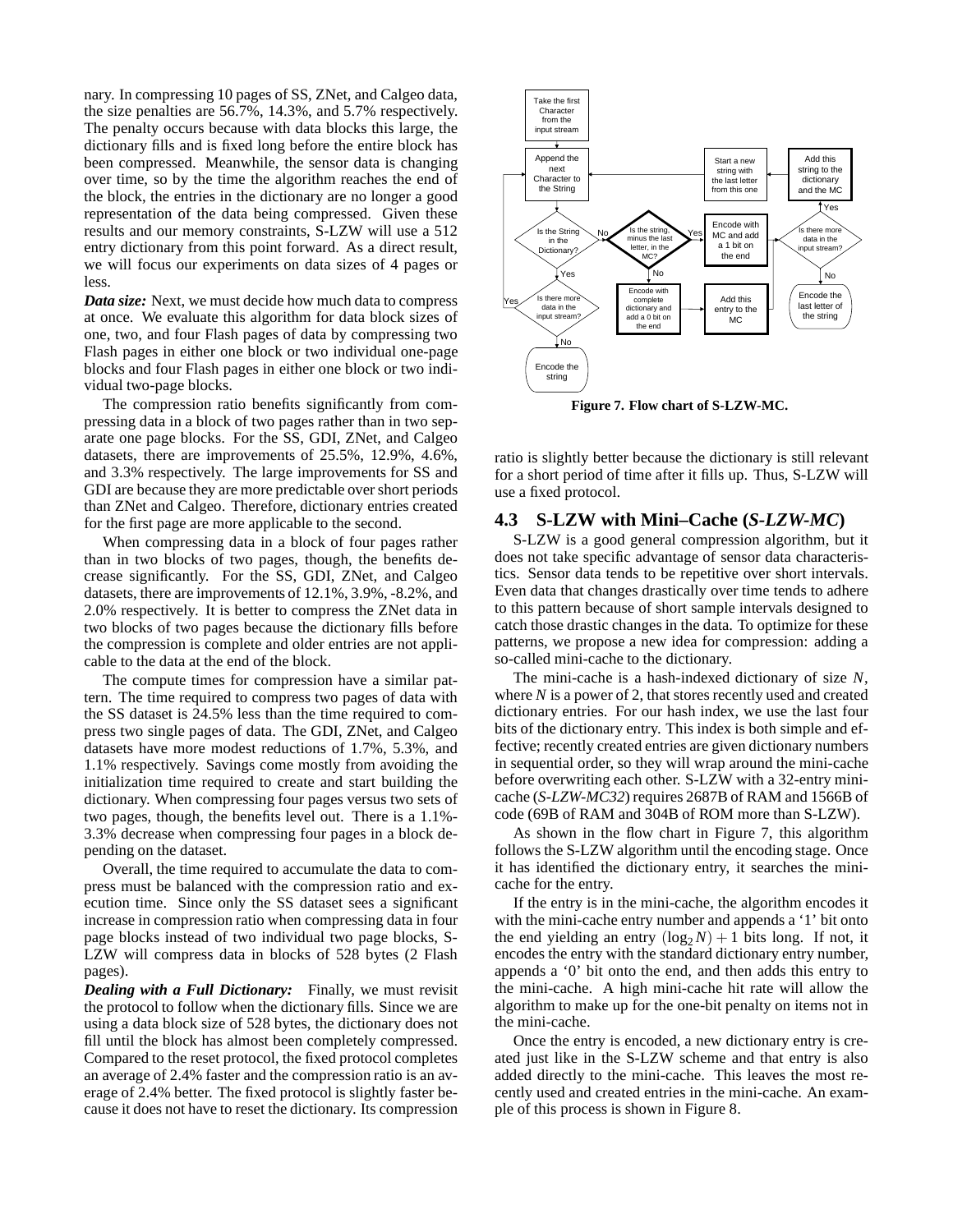nary. In compressing 10 pages of SS, ZNet, and Calgeo data, the size penalties are 56.7%, 14.3%, and 5.7% respectively. The penalty occurs because with data blocks this large, the dictionary fills and is fixed long before the entire block has been compressed. Meanwhile, the sensor data is changing over time, so by the time the algorithm reaches the end of the block, the entries in the dictionary are no longer a good representation of the data being compressed. Given these results and our memory constraints, S-LZW will use a 512 entry dictionary from this point forward. As a direct result, we will focus our experiments on data sizes of 4 pages or less.

***Data size:*** Next, we must decide how much data to compress at once. We evaluate this algorithm for data block sizes of one, two, and four Flash pages of data by compressing two Flash pages in either one block or two individual one-page blocks and four Flash pages in either one block or two individual two-page blocks.

The compression ratio benefits significantly from compressing data in a block of two pages rather than in two separate one page blocks. For the SS, GDI, ZNet, and Calgeo datasets, there are improvements of 25.5%, 12.9%, 4.6%, and 3.3% respectively. The large improvements for SS and GDI are because they are more predictable over short periods than ZNet and Calgeo. Therefore, dictionary entries created for the first page are more applicable to the second.

When compressing data in a block of four pages rather than in two blocks of two pages, though, the benefits decrease significantly. For the SS, GDI, ZNet, and Calgeo datasets, there are improvements of 12.1%, 3.9%, -8.2%, and 2.0% respectively. It is better to compress the ZNet data in two blocks of two pages because the dictionary fills before the compression is complete and older entries are not applicable to the data at the end of the block.

The compute times for compression have a similar pattern. The time required to compress two pages of data with the SS dataset is 24.5% less than the time required to compress two single pages of data. The GDI, ZNet, and Calgeo datasets have more modest reductions of 1.7%, 5.3%, and 1.1% respectively. Savings come mostly from avoiding the initialization time required to create and start building the dictionary. When compressing four pages versus two sets of two pages, though, the benefits level out. There is a 1.1%-3.3% decrease when compressing four pages in a block depending on the dataset.

Overall, the time required to accumulate the data to compress must be balanced with the compression ratio and execution time. Since only the SS dataset sees a significant increase in compression ratio when compressing data in four page blocks instead of two individual two page blocks, S-LZW will compress data in blocks of 528 bytes (2 Flash pages).

***Dealing with a Full Dictionary:*** Finally, we must revisit the protocol to follow when the dictionary fills. Since we are using a data block size of 528 bytes, the dictionary does not fill until the block has almost been completely compressed. Compared to the reset protocol, the fixed protocol completes an average of 2.4% faster and the compression ratio is an average of 2.4% better. The fixed protocol is slightly faster because it does not have to reset the dictionary. Its compression ratio is slightly better because the dictionary is still relevant for a short period of time after it fills up. Thus, S-LZW will use a fixed protocol.

**Figure 7. Flow chart of S-LZW-MC.**

## 4.3 S-LZW with Mini–Cache (*S-LZW-MC*)

S-LZW is a good general compression algorithm, but it does not take specific advantage of sensor data characteristics. Sensor data tends to be repetitive over short intervals. Even data that changes drastically over time tends to adhere to this pattern because of short sample intervals designed to catch those drastic changes in the data. To optimize for these patterns, we propose a new idea for compression: adding a so-called mini-cache to the dictionary.

The mini-cache is a hash-indexed dictionary of size $N$, where $N$ is a power of 2, that stores recently used and created dictionary entries. For our hash index, we use the last four bits of the dictionary entry. This index is both simple and effective; recently created entries are given dictionary numbers in sequential order, so they will wrap around the mini-cache before overwriting each other. S-LZW with a 32-entry mini-cache (*S-LZW-MC32*) requires 2687B of RAM and 1566B of code (69B of RAM and 304B of ROM more than S-LZW).

As shown in the flow chart in Figure 7, this algorithm follows the S-LZW algorithm until the encoding stage. Once it has identified the dictionary entry, it searches the mini-cache for the entry.

If the entry is in the mini-cache, the algorithm encodes it with the mini-cache entry number and appends a '1' bit onto the end yielding an entry $(\log_2 N) + 1$ bits long. If not, it encodes the entry with the standard dictionary entry number, appends a '0' bit onto the end, and then adds this entry to the mini-cache. A high mini-cache hit rate will allow the algorithm to make up for the one-bit penalty on items not in the mini-cache.

Once the entry is encoded, a new dictionary entry is created just like in the S-LZW scheme and that entry is also added directly to the mini-cache. This leaves the most recently used and created entries in the mini-cache. An example of this process is shown in Figure 8.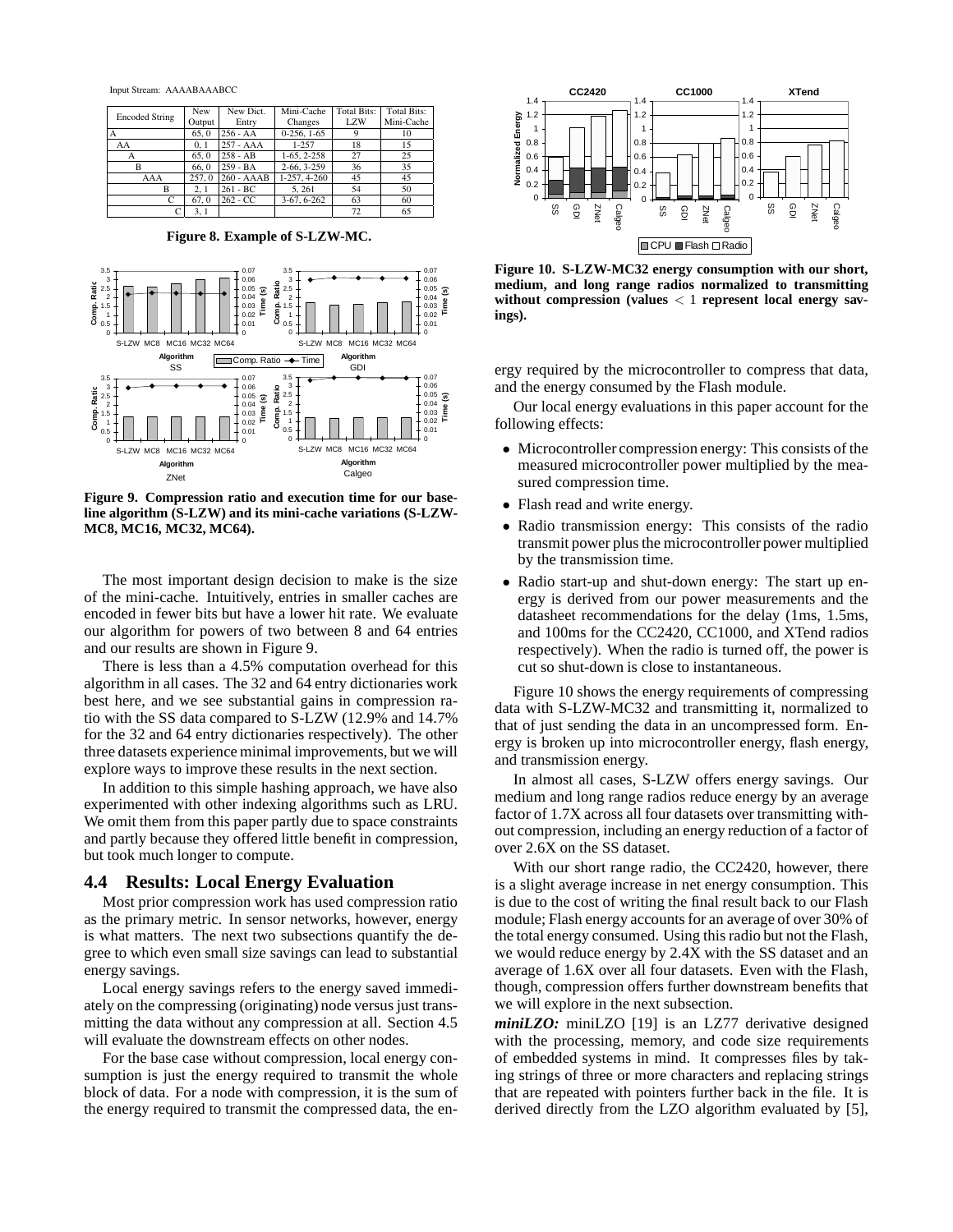Input Stream: AAAABAAABCC

| Encoded String | New Output | New Dict. Entry | Mini-Cache Changes | Total Bits: LZW | Total Bits: Mini-Cache |
|---|---|---|---|---|---|
| A | 65, 0 | 256 - AA | 0-256, 1-65 | 9 | 10 |
| AA | 0, 1 | 257 - AAA | 1-257 | 18 | 15 |
| A | 65, 0 | 258 - AB | 1-65, 2-258 | 27 | 25 |
| B | 66, 0 | 259 - BA | 2-66, 3-259 | 36 | 35 |
| AAA | 257, 0 | 260 - AAAB | 1-257, 4-260 | 45 | 45 |
| B | 2, 1 | 261 - BC | 5, 261 | 54 | 50 |
| C | 67, 0 | 262 - CC | 3-67, 6-262 | 63 | 60 |
| C | 3, 1 | | | 72 | 65 |

**Figure 8. Example of S-LZW-MC.**

**Figure 9. Compression ratio and execution time for our baseline algorithm (S-LZW) and its mini-cache variations (S-LZW-MC8, MC16, MC32, MC64).**

The most important design decision to make is the size of the mini-cache. Intuitively, entries in smaller caches are encoded in fewer bits but have a lower hit rate. We evaluate our algorithm for powers of two between 8 and 64 entries and our results are shown in Figure 9.

There is less than a 4.5% computation overhead for this algorithm in all cases. The 32 and 64 entry dictionaries work best here, and we see substantial gains in compression ratio with the SS data compared to S-LZW (12.9% and 14.7% for the 32 and 64 entry dictionaries respectively). The other three datasets experience minimal improvements, but we will explore ways to improve these results in the next section.

In addition to this simple hashing approach, we have also experimented with other indexing algorithms such as LRU. We omit them from this paper partly due to space constraints and partly because they offered little benefit in compression, but took much longer to compute.

## 4.4 Results: Local Energy Evaluation

Most prior compression work has used compression ratio as the primary metric. In sensor networks, however, energy is what matters. The next two subsections quantify the degree to which even small size savings can lead to substantial energy savings.

Local energy savings refers to the energy saved immediately on the compressing (originating) node versus just transmitting the data without any compression at all. Section 4.5 will evaluate the downstream effects on other nodes.

For the base case without compression, local energy consumption is just the energy required to transmit the whole block of data. For a node with compression, it is the sum of the energy required to transmit the compressed data, the energy required by the microcontroller to compress that data, and the energy consumed by the Flash module.

**Figure 10. S-LZW-MC32 energy consumption with our short, medium, and long range radios normalized to transmitting without compression (values $< 1$ represent local energy savings).**

Our local energy evaluations in this paper account for the following effects:

- Microcontroller compression energy: This consists of the measured microcontroller power multiplied by the measured compression time.
- Flash read and write energy.
- Radio transmission energy: This consists of the radio transmit power plus the microcontroller power multiplied by the transmission time.
- Radio start-up and shut-down energy: The start up energy is derived from our power measurements and the datasheet recommendations for the delay (1ms, 1.5ms, and 100ms for the CC2420, CC1000, and XTend radios respectively). When the radio is turned off, the power is cut so shut-down is close to instantaneous.

Figure 10 shows the energy requirements of compressing data with S-LZW-MC32 and transmitting it, normalized to that of just sending the data in an uncompressed form. Energy is broken up into microcontroller energy, flash energy, and transmission energy.

In almost all cases, S-LZW offers energy savings. Our medium and long range radios reduce energy by an average factor of 1.7X across all four datasets over transmitting without compression, including an energy reduction of a factor of over 2.6X on the SS dataset.

With our short range radio, the CC2420, however, there is a slight average increase in net energy consumption. This is due to the cost of writing the final result back to our Flash module; Flash energy accounts for an average of over 30% of the total energy consumed. Using this radio but not the Flash, we would reduce energy by 2.4X with the SS dataset and an average of 1.6X over all four datasets. Even with the Flash, though, compression offers further downstream benefits that we will explore in the next subsection.

***miniLZO:*** miniLZO [19] is an LZ77 derivative designed with the processing, memory, and code size requirements of embedded systems in mind. It compresses files by taking strings of three or more characters and replacing strings that are repeated with pointers further back in the file. It is derived directly from the LZO algorithm evaluated by [5],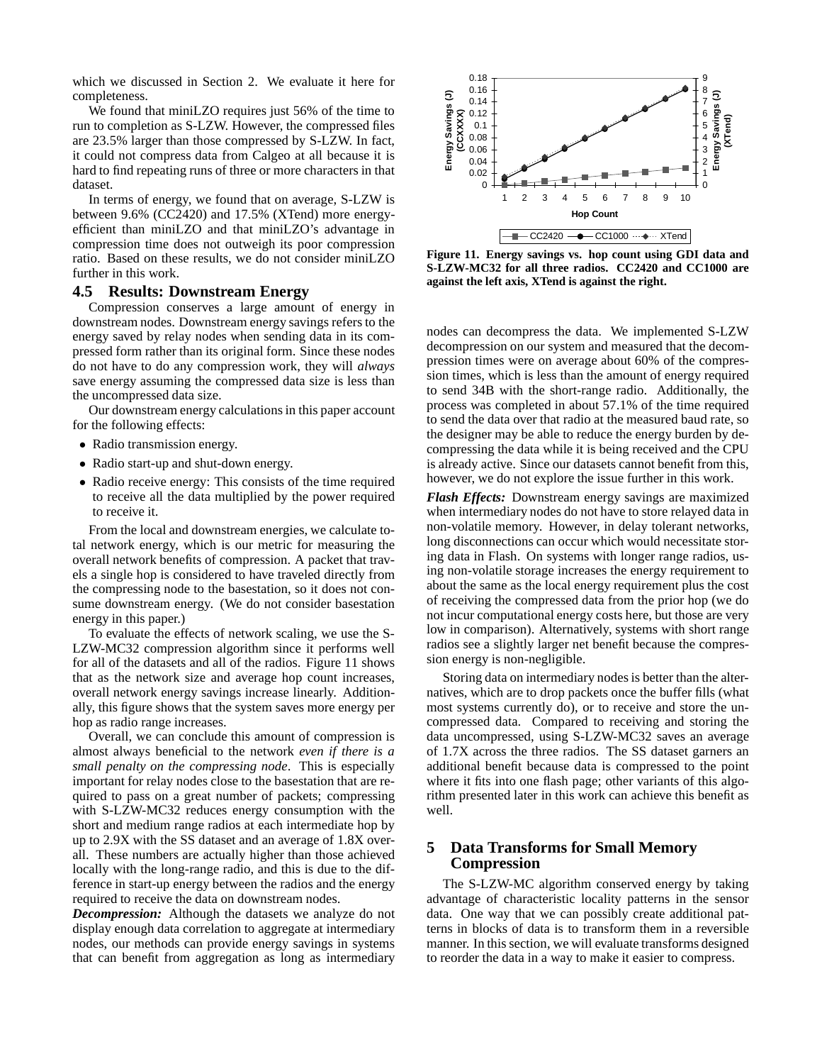which we discussed in Section 2. We evaluate it here for completeness.

We found that miniLZO requires just 56% of the time to run to completion as S-LZW. However, the compressed files are 23.5% larger than those compressed by S-LZW. In fact, it could not compress data from Calgeo at all because it is hard to find repeating runs of three or more characters in that dataset.

In terms of energy, we found that on average, S-LZW is between 9.6% (CC2420) and 17.5% (XTend) more energy-efficient than miniLZO and that miniLZO's advantage in compression time does not outweigh its poor compression ratio. Based on these results, we do not consider miniLZO further in this work.

### 4.5 Results: Downstream Energy

Compression conserves a large amount of energy in downstream nodes. Downstream energy savings refers to the energy saved by relay nodes when sending data in its compressed form rather than its original form. Since these nodes do not have to do any compression work, they will *always* save energy assuming the compressed data size is less than the uncompressed data size.

Our downstream energy calculations in this paper account for the following effects:

- Radio transmission energy.
- Radio start-up and shut-down energy.
- Radio receive energy: This consists of the time required to receive all the data multiplied by the power required to receive it.

From the local and downstream energies, we calculate total network energy, which is our metric for measuring the overall network benefits of compression. A packet that travels a single hop is considered to have traveled directly from the compressing node to the basestation, so it does not consume downstream energy. (We do not consider basestation energy in this paper.)

To evaluate the effects of network scaling, we use the S-LZW-MC32 compression algorithm since it performs well for all of the datasets and all of the radios. Figure 11 shows that as the network size and average hop count increases, overall network energy savings increase linearly. Additionally, this figure shows that the system saves more energy per hop as radio range increases.

Overall, we can conclude this amount of compression is almost always beneficial to the network *even if there is a small penalty on the compressing node*. This is especially important for relay nodes close to the basestation that are required to pass on a great number of packets; compressing with S-LZW-MC32 reduces energy consumption with the short and medium range radios at each intermediate hop by up to 2.9X with the SS dataset and an average of 1.8X overall. These numbers are actually higher than those achieved locally with the long-range radio, and this is due to the difference in start-up energy between the radios and the energy required to receive the data on downstream nodes.

***Decompression:*** Although the datasets we analyze do not display enough data correlation to aggregate at intermediary nodes, our methods can provide energy savings in systems that can benefit from aggregation as long as intermediary nodes can decompress the data. We implemented S-LZW decompression on our system and measured that the decompression times were on average about 60% of the compression times, which is less than the amount of energy required to send 34B with the short-range radio. Additionally, the process was completed in about 57.1% of the time required to send the data over that radio at the measured baud rate, so the designer may be able to reduce the energy burden by decompressing the data while it is being received and the CPU is already active. Since our datasets cannot benefit from this, however, we do not explore the issue further in this work.

**Figure 11. Energy savings vs. hop count using GDI data and S-LZW-MC32 for all three radios. CC2420 and CC1000 are against the left axis, XTend is against the right.**

***Flash Effects:*** Downstream energy savings are maximized when intermediary nodes do not have to store relayed data in non-volatile memory. However, in delay tolerant networks, long disconnections can occur which would necessitate storing data in Flash. On systems with longer range radios, using non-volatile storage increases the energy requirement to about the same as the local energy requirement plus the cost of receiving the compressed data from the prior hop (we do not incur computational energy costs here, but those are very low in comparison). Alternatively, systems with short range radios see a slightly larger net benefit because the compression energy is non-negligible.

Storing data on intermediary nodes is better than the alternatives, which are to drop packets once the buffer fills (what most systems currently do), or to receive and store the uncompressed data. Compared to receiving and storing the data uncompressed, using S-LZW-MC32 saves an average of 1.7X across the three radios. The SS dataset garners an additional benefit because data is compressed to the point where it fits into one flash page; other variants of this algorithm presented later in this work can achieve this benefit as well.

## 5 Data Transforms for Small Memory Compression

The S-LZW-MC algorithm conserved energy by taking advantage of characteristic locality patterns in the sensor data. One way that we can possibly create additional patterns in blocks of data is to transform them in a reversible manner. In this section, we will evaluate transforms designed to reorder the data in a way to make it easier to compress.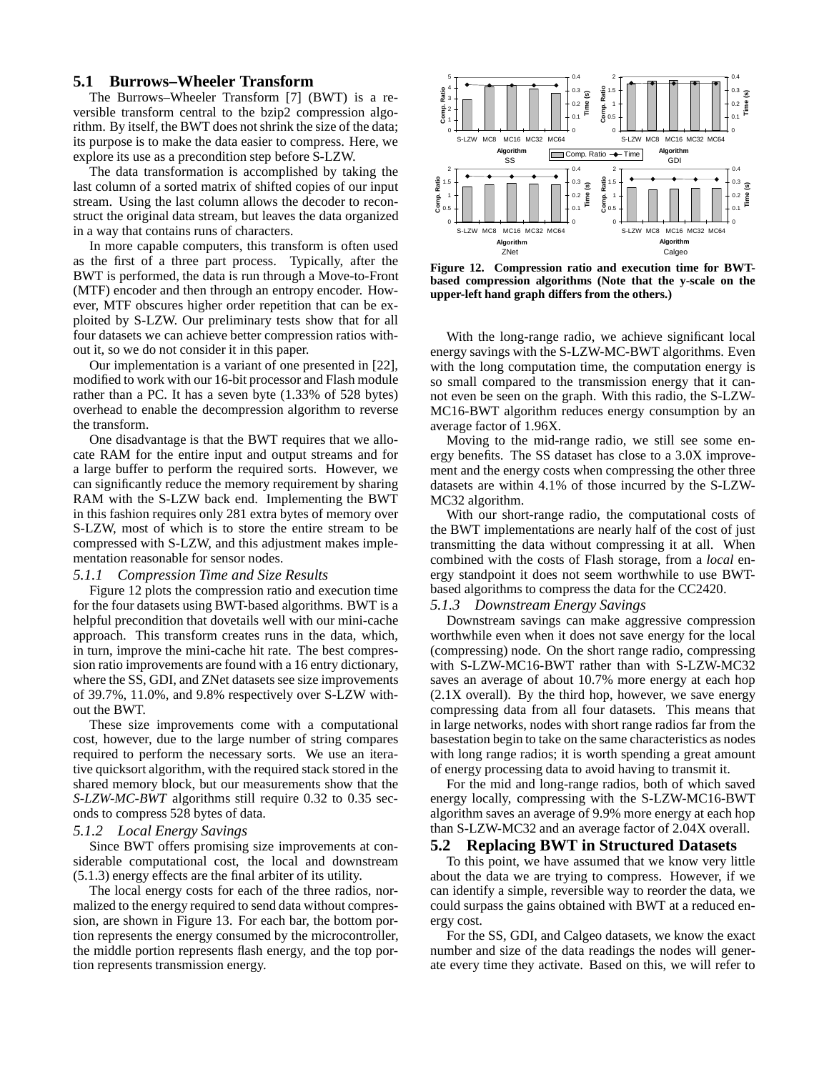## 5.1 Burrows–Wheeler Transform

The Burrows–Wheeler Transform [7] (BWT) is a reversible transform central to the bzip2 compression algorithm. By itself, the BWT does not shrink the size of the data; its purpose is to make the data easier to compress. Here, we explore its use as a precondition step before S-LZW.

The data transformation is accomplished by taking the last column of a sorted matrix of shifted copies of our input stream. Using the last column allows the decoder to reconstruct the original data stream, but leaves the data organized in a way that contains runs of characters.

In more capable computers, this transform is often used as the first of a three part process. Typically, after the BWT is performed, the data is run through a Move-to-Front (MTF) encoder and then through an entropy encoder. However, MTF obscures higher order repetition that can be exploited by S-LZW. Our preliminary tests show that for all four datasets we can achieve better compression ratios without it, so we do not consider it in this paper.

Our implementation is a variant of one presented in [22], modified to work with our 16-bit processor and Flash module rather than a PC. It has a seven byte (1.33% of 528 bytes) overhead to enable the decompression algorithm to reverse the transform.

One disadvantage is that the BWT requires that we allocate RAM for the entire input and output streams and for a large buffer to perform the required sorts. However, we can significantly reduce the memory requirement by sharing RAM with the S-LZW back end. Implementing the BWT in this fashion requires only 281 extra bytes of memory over S-LZW, most of which is to store the entire stream to be compressed with S-LZW, and this adjustment makes implementation reasonable for sensor nodes.

### 5.1.1 Compression Time and Size Results

Figure 12 plots the compression ratio and execution time for the four datasets using BWT-based algorithms. BWT is a helpful precondition that dovetails well with our mini-cache approach. This transform creates runs in the data, which, in turn, improve the mini-cache hit rate. The best compression ratio improvements are found with a 16 entry dictionary, where the SS, GDI, and ZNet datasets see size improvements of 39.7%, 11.0%, and 9.8% respectively over S-LZW without the BWT.

These size improvements come with a computational cost, however, due to the large number of string compares required to perform the necessary sorts. We use an iterative quicksort algorithm, with the required stack stored in the shared memory block, but our measurements show that the *S-LZW-MC-BWT* algorithms still require 0.32 to 0.35 seconds to compress 528 bytes of data.

### 5.1.2 Local Energy Savings

Since BWT offers promising size improvements at considerable computational cost, the local and downstream (5.1.3) energy effects are the final arbiter of its utility.

The local energy costs for each of the three radios, normalized to the energy required to send data without compression, are shown in Figure 13. For each bar, the bottom portion represents the energy consumed by the microcontroller, the middle portion represents flash energy, and the top portion represents transmission energy.

**Figure 12. Compression ratio and execution time for BWT-based compression algorithms (Note that the y-scale on the upper-left hand graph differs from the others.)**

With the long-range radio, we achieve significant local energy savings with the S-LZW-MC-BWT algorithms. Even with the long computation time, the computation energy is so small compared to the transmission energy that it cannot even be seen on the graph. With this radio, the S-LZW-MC16-BWT algorithm reduces energy consumption by an average factor of 1.96X.

Moving to the mid-range radio, we still see some energy benefits. The SS dataset has close to a 3.0X improvement and the energy costs when compressing the other three datasets are within 4.1% of those incurred by the S-LZW-MC32 algorithm.

With our short-range radio, the computational costs of the BWT implementations are nearly half of the cost of just transmitting the data without compressing it at all. When combined with the costs of Flash storage, from a *local* energy standpoint it does not seem worthwhile to use BWT-based algorithms to compress the data for the CC2420.

### 5.1.3 Downstream Energy Savings

Downstream savings can make aggressive compression worthwhile even when it does not save energy for the local (compressing) node. On the short range radio, compressing with S-LZW-MC16-BWT rather than with S-LZW-MC32 saves an average of about 10.7% more energy at each hop (2.1X overall). By the third hop, however, we save energy compressing data from all four datasets. This means that in large networks, nodes with short range radios far from the basestation begin to take on the same characteristics as nodes with long range radios; it is worth spending a great amount of energy processing data to avoid having to transmit it.

For the mid and long-range radios, both of which saved energy locally, compressing with the S-LZW-MC16-BWT algorithm saves an average of 9.9% more energy at each hop than S-LZW-MC32 and an average factor of 2.04X overall.

## 5.2 Replacing BWT in Structured Datasets

To this point, we have assumed that we know very little about the data we are trying to compress. However, if we can identify a simple, reversible way to reorder the data, we could surpass the gains obtained with BWT at a reduced energy cost.

For the SS, GDI, and Calgeo datasets, we know the exact number and size of the data readings the nodes will generate every time they activate. Based on this, we will refer to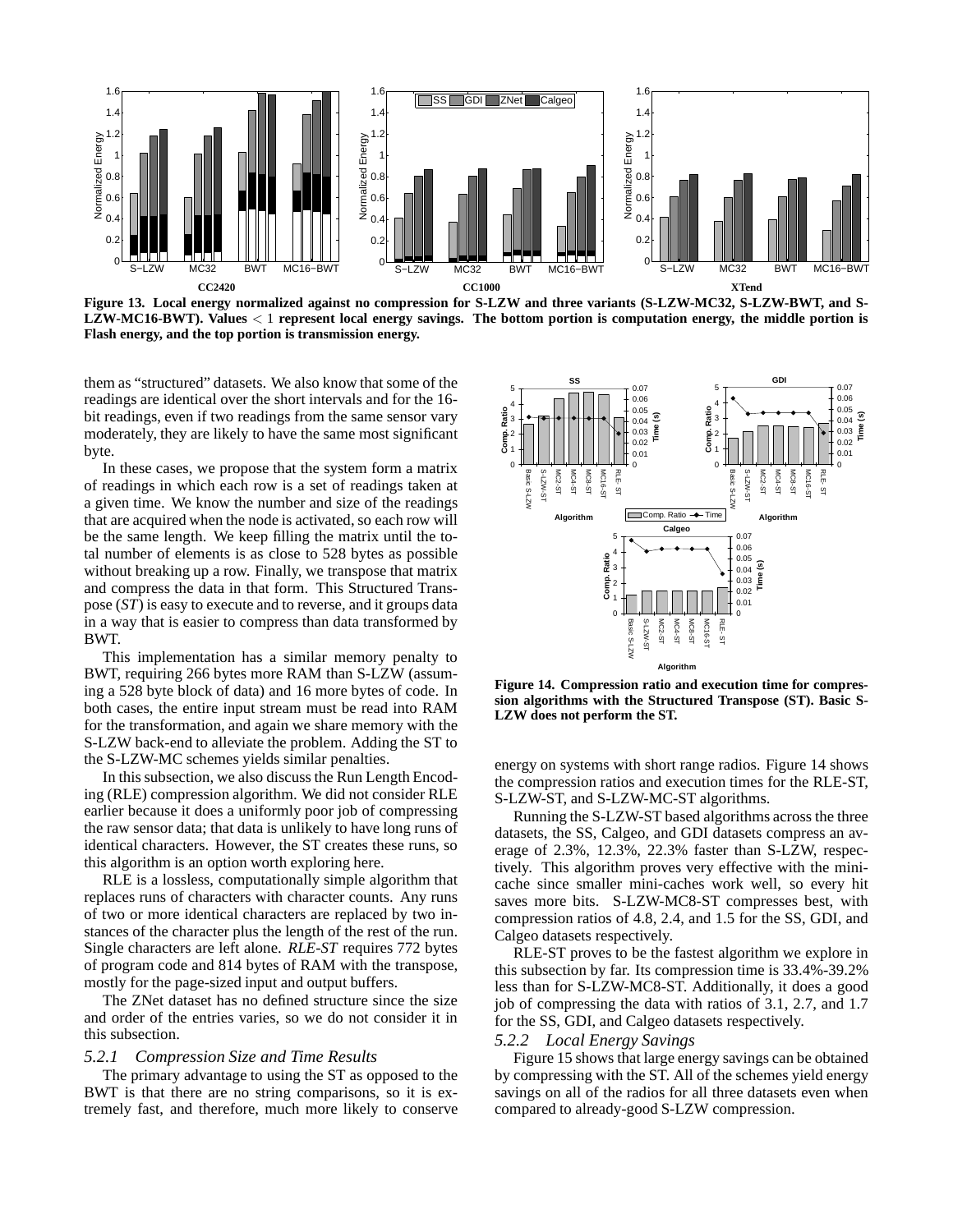**Figure 13. Local energy normalized against no compression for S-LZW and three variants (S-LZW-MC32, S-LZW-BWT, and S-LZW-MC16-BWT). Values $< 1$ represent local energy savings. The bottom portion is computation energy, the middle portion is Flash energy, and the top portion is transmission energy.**

them as "structured" datasets. We also know that some of the readings are identical over the short intervals and for the 16-bit readings, even if two readings from the same sensor vary moderately, they are likely to have the same most significant byte.

In these cases, we propose that the system form a matrix of readings in which each row is a set of readings taken at a given time. We know the number and size of the readings that are acquired when the node is activated, so each row will be the same length. We keep filling the matrix until the total number of elements is as close to 528 bytes as possible without breaking up a row. Finally, we transpose that matrix and compress the data in that form. This Structured Transpose (*ST*) is easy to execute and to reverse, and it groups data in a way that is easier to compress than data transformed by BWT.

This implementation has a similar memory penalty to BWT, requiring 266 bytes more RAM than S-LZW (assuming a 528 byte block of data) and 16 more bytes of code. In both cases, the entire input stream must be read into RAM for the transformation, and again we share memory with the S-LZW back-end to alleviate the problem. Adding the ST to the S-LZW-MC schemes yields similar penalties.

In this subsection, we also discuss the Run Length Encoding (RLE) compression algorithm. We did not consider RLE earlier because it does a uniformly poor job of compressing the raw sensor data; that data is unlikely to have long runs of identical characters. However, the ST creates these runs, so this algorithm is an option worth exploring here.

RLE is a lossless, computationally simple algorithm that replaces runs of characters with character counts. Any runs of two or more identical characters are replaced by two instances of the character plus the length of the rest of the run. Single characters are left alone. *RLE-ST* requires 772 bytes of program code and 814 bytes of RAM with the transpose, mostly for the page-sized input and output buffers.

The ZNet dataset has no defined structure since the size and order of the entries varies, so we do not consider it in this subsection.

### *5.2.1 Compression Size and Time Results*

The primary advantage to using the ST as opposed to the BWT is that there are no string comparisons, so it is extremely fast, and therefore, much more likely to conserve energy on systems with short range radios. Figure 14 shows the compression ratios and execution times for the RLE-ST, S-LZW-ST, and S-LZW-MC-ST algorithms.

**Figure 14. Compression ratio and execution time for compression algorithms with the Structured Transpose (ST). Basic S-LZW does not perform the ST.**

Running the S-LZW-ST based algorithms across the three datasets, the SS, Calgeo, and GDI datasets compress an average of 2.3%, 12.3%, 22.3% faster than S-LZW, respectively. This algorithm proves very effective with the mini-cache since smaller mini-caches work well, so every hit saves more bits. S-LZW-MC8-ST compresses best, with compression ratios of 4.8, 2.4, and 1.5 for the SS, GDI, and Calgeo datasets respectively.

RLE-ST proves to be the fastest algorithm we explore in this subsection by far. Its compression time is 33.4%-39.2% less than for S-LZW-MC8-ST. Additionally, it does a good job of compressing the data with ratios of 3.1, 2.7, and 1.7 for the SS, GDI, and Calgeo datasets respectively.

### *5.2.2 Local Energy Savings*

Figure 15 shows that large energy savings can be obtained by compressing with the ST. All of the schemes yield energy savings on all of the radios for all three datasets even when compared to already-good S-LZW compression.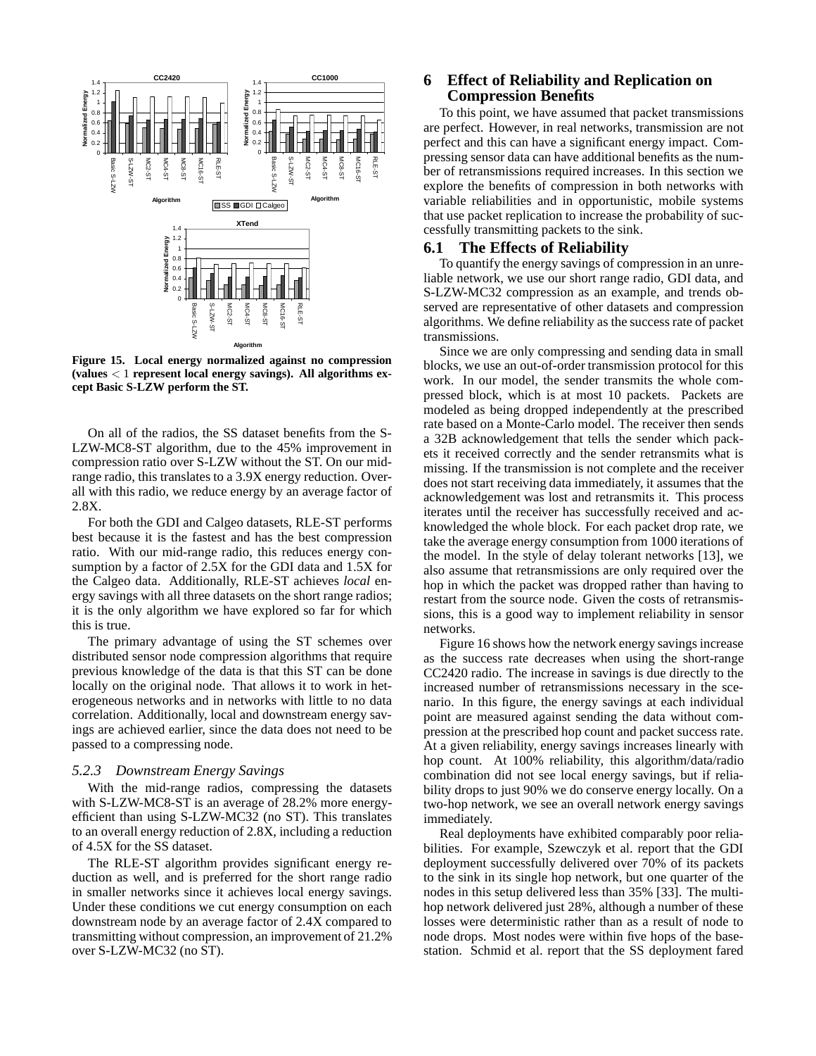**Figure 15. Local energy normalized against no compression (values $< 1$ represent local energy savings). All algorithms except Basic S-LZW perform the ST.**

On all of the radios, the SS dataset benefits from the S-LZW-MC8-ST algorithm, due to the 45% improvement in compression ratio over S-LZW without the ST. On our mid-range radio, this translates to a 3.9X energy reduction. Overall with this radio, we reduce energy by an average factor of 2.8X.

For both the GDI and Calgeo datasets, RLE-ST performs best because it is the fastest and has the best compression ratio. With our mid-range radio, this reduces energy consumption by a factor of 2.5X for the GDI data and 1.5X for the Calgeo data. Additionally, RLE-ST achieves *local* energy savings with all three datasets on the short range radios; it is the only algorithm we have explored so far for which this is true.

The primary advantage of using the ST schemes over distributed sensor node compression algorithms that require previous knowledge of the data is that this ST can be done locally on the original node. That allows it to work in heterogeneous networks and in networks with little to no data correlation. Additionally, local and downstream energy savings are achieved earlier, since the data does not need to be passed to a compressing node.

### *5.2.3 Downstream Energy Savings*

With the mid-range radios, compressing the datasets with S-LZW-MC8-ST is an average of 28.2% more energy-efficient than using S-LZW-MC32 (no ST). This translates to an overall energy reduction of 2.8X, including a reduction of 4.5X for the SS dataset.

The RLE-ST algorithm provides significant energy reduction as well, and is preferred for the short range radio in smaller networks since it achieves local energy savings. Under these conditions we cut energy consumption on each downstream node by an average factor of 2.4X compared to transmitting without compression, an improvement of 21.2% over S-LZW-MC32 (no ST).

# 6 Effect of Reliability and Replication on Compression Benefits

To this point, we have assumed that packet transmissions are perfect. However, in real networks, transmission are not perfect and this can have a significant energy impact. Compressing sensor data can have additional benefits as the number of retransmissions required increases. In this section we explore the benefits of compression in both networks with variable reliabilities and in opportunistic, mobile systems that use packet replication to increase the probability of successfully transmitting packets to the sink.

## 6.1 The Effects of Reliability

To quantify the energy savings of compression in an unreliable network, we use our short range radio, GDI data, and S-LZW-MC32 compression as an example, and trends observed are representative of other datasets and compression algorithms. We define reliability as the success rate of packet transmissions.

Since we are only compressing and sending data in small blocks, we use an out-of-order transmission protocol for this work. In our model, the sender transmits the whole compressed block, which is at most 10 packets. Packets are modeled as being dropped independently at the prescribed rate based on a Monte-Carlo model. The receiver then sends a 32B acknowledgement that tells the sender which packets it received correctly and the sender retransmits what is missing. If the transmission is not complete and the receiver does not start receiving data immediately, it assumes that the acknowledgement was lost and retransmits it. This process iterates until the receiver has successfully received and acknowledged the whole block. For each packet drop rate, we take the average energy consumption from 1000 iterations of the model. In the style of delay tolerant networks [13], we also assume that retransmissions are only required over the hop in which the packet was dropped rather than having to restart from the source node. Given the costs of retransmissions, this is a good way to implement reliability in sensor networks.

Figure 16 shows how the network energy savings increase as the success rate decreases when using the short-range CC2420 radio. The increase in savings is due directly to the increased number of retransmissions necessary in the scenario. In this figure, the energy savings at each individual point are measured against sending the data without compression at the prescribed hop count and packet success rate. At a given reliability, energy savings increases linearly with hop count. At 100% reliability, this algorithm/data/radio combination did not see local energy savings, but if reliability drops to just 90% we do conserve energy locally. On a two-hop network, we see an overall network energy savings immediately.

Real deployments have exhibited comparably poor reliabilities. For example, Szewczyk et al. report that the GDI deployment successfully delivered over 70% of its packets to the sink in its single hop network, but one quarter of the nodes in this setup delivered less than 35% [33]. The multi-hop network delivered just 28%, although a number of these losses were deterministic rather than as a result of node to node drops. Most nodes were within five hops of the base-station. Schmid et al. report that the SS deployment fared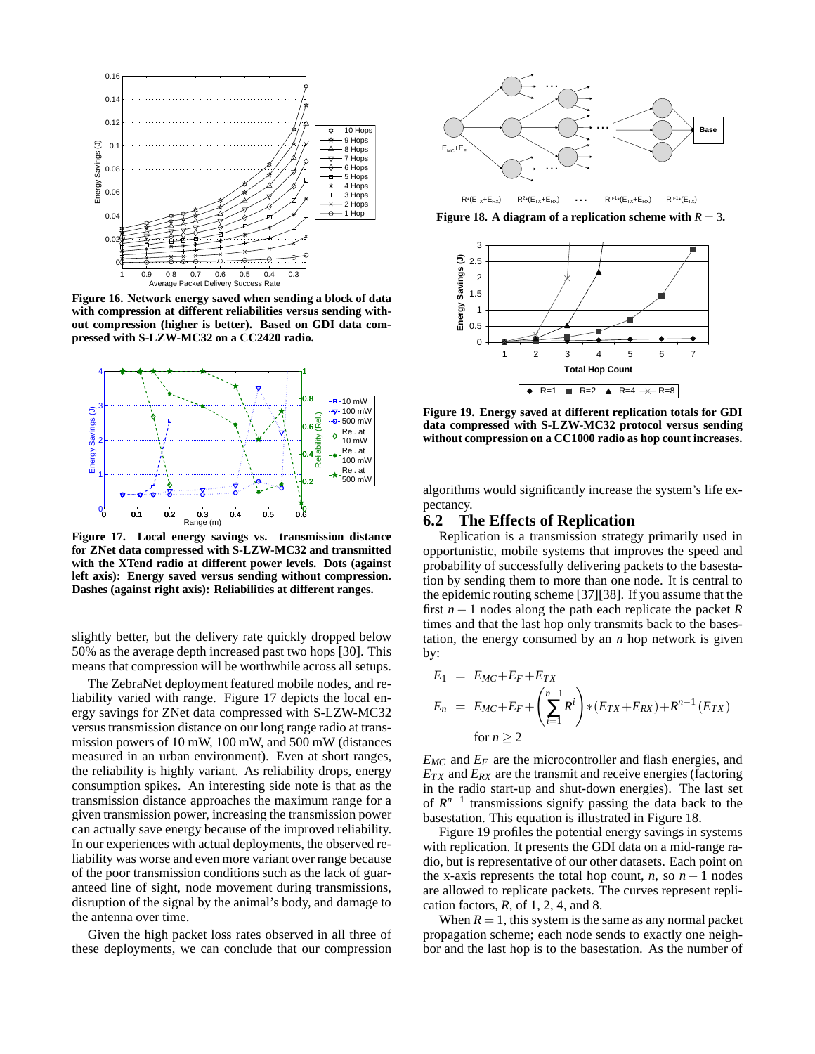Figure 16. Network energy saved when sending a block of data with compression at different reliabilities versus sending without compression (higher is better). Based on GDI data compressed with S-LZW-MC32 on a CC2420 radio.

Figure 17. Local energy savings vs. transmission distance for ZNet data compressed with S-LZW-MC32 and transmitted with the XTend radio at different power levels. Dots (against left axis): Energy saved versus sending without compression. Dashes (against right axis): Reliabilities at different ranges.

slightly better, but the delivery rate quickly dropped below 50% as the average depth increased past two hops [30]. This means that compression will be worthwhile across all setups.

The ZebraNet deployment featured mobile nodes, and reliability varied with range. Figure 17 depicts the local energy savings for ZNet data compressed with S-LZW-MC32 versus transmission distance on our long range radio at transmission powers of 10 mW, 100 mW, and 500 mW (distances measured in an urban environment). Even at short ranges, the reliability is highly variant. As reliability drops, energy consumption spikes. An interesting side note is that as the transmission distance approaches the maximum range for a given transmission power, increasing the transmission power can actually save energy because of the improved reliability. In our experiences with actual deployments, the observed reliability was worse and even more variant over range because of the poor transmission conditions such as the lack of guaranteed line of sight, node movement during transmissions, disruption of the signal by the animal's body, and damage to the antenna over time.

Given the high packet loss rates observed in all three of these deployments, we can conclude that our compression

Figure 18. A diagram of a replication scheme with $R = 3$.

Figure 19. Energy saved at different replication totals for GDI data compressed with S-LZW-MC32 protocol versus sending without compression on a CC1000 radio as hop count increases.

algorithms would significantly increase the system's life expectancy.

## 6.2 The Effects of Replication

Replication is a transmission strategy primarily used in opportunistic, mobile systems that improves the speed and probability of successfully delivering packets to the basestation by sending them to more than one node. It is central to the epidemic routing scheme [37][38]. If you assume that the first $n-1$ nodes along the path each replicate the packet $R$ times and that the last hop only transmits back to the basestation, the energy consumed by an $n$ hop network is given by:

$$E_1 = E_{MC} + E_F + E_{TX}$$

$$E_n = E_{MC} + E_F + \left(\sum_{i=1}^{n-1} R^i\right) * (E_{TX} + E_{RX}) + R^{n-1}(E_{TX})$$

$$\text{for } n \geq 2$$

$E_{MC}$ and $E_F$ are the microcontroller and flash energies, and $E_{TX}$ and $E_{RX}$ are the transmit and receive energies (factoring in the radio start-up and shut-down energies). The last set of $R^{n-1}$ transmissions signify passing the data back to the basestation. This equation is illustrated in Figure 18.

Figure 19 profiles the potential energy savings in systems with replication. It presents the GDI data on a mid-range radio, but is representative of our other datasets. Each point on the x-axis represents the total hop count, $n$, so $n-1$ nodes are allowed to replicate packets. The curves represent replication factors, $R$, of 1, 2, 4, and 8.

When $R = 1$, this system is the same as any normal packet propagation scheme; each node sends to exactly one neighbor and the last hop is to the basestation. As the number of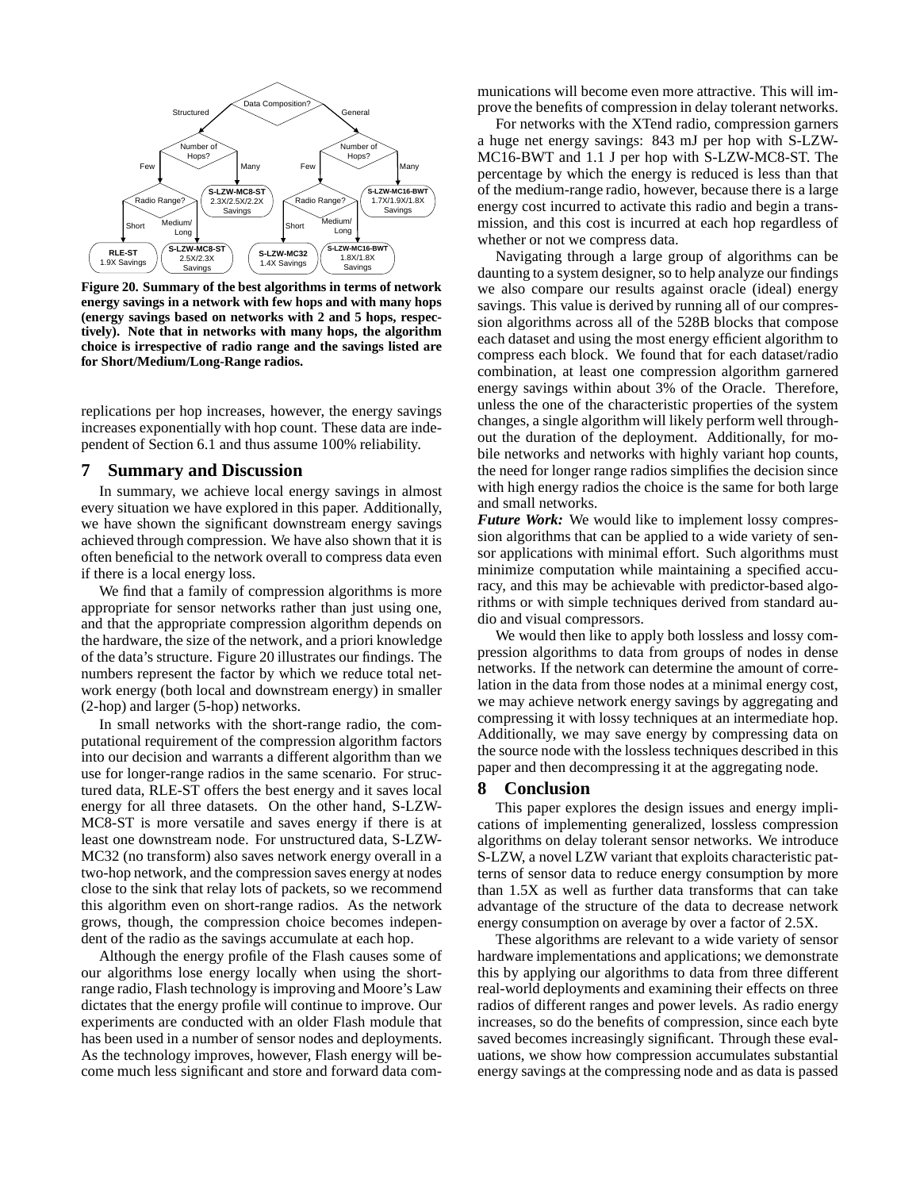Figure 20. Summary of the best algorithms in terms of network energy savings in a network with few hops and with many hops (energy savings based on networks with 2 and 5 hops, respectively). Note that in networks with many hops, the algorithm choice is irrespective of radio range and the savings listed are for Short/Medium/Long-Range radios.

replications per hop increases, however, the energy savings increases exponentially with hop count. These data are independent of Section 6.1 and thus assume 100% reliability.

## 7 Summary and Discussion

In summary, we achieve local energy savings in almost every situation we have explored in this paper. Additionally, we have shown the significant downstream energy savings achieved through compression. We have also shown that it is often beneficial to the network overall to compress data even if there is a local energy loss.

We find that a family of compression algorithms is more appropriate for sensor networks rather than just using one, and that the appropriate compression algorithm depends on the hardware, the size of the network, and a priori knowledge of the data's structure. Figure 20 illustrates our findings. The numbers represent the factor by which we reduce total network energy (both local and downstream energy) in smaller (2-hop) and larger (5-hop) networks.

In small networks with the short-range radio, the computational requirement of the compression algorithm factors into our decision and warrants a different algorithm than we use for longer-range radios in the same scenario. For structured data, RLE-ST offers the best energy and it saves local energy for all three datasets. On the other hand, S-LZW-MC8-ST is more versatile and saves energy if there is at least one downstream node. For unstructured data, S-LZW-MC32 (no transform) also saves network energy overall in a two-hop network, and the compression saves energy at nodes close to the sink that relay lots of packets, so we recommend this algorithm even on short-range radios. As the network grows, though, the compression choice becomes independent of the radio as the savings accumulate at each hop.

Although the energy profile of the Flash causes some of our algorithms lose energy locally when using the short-range radio, Flash technology is improving and Moore's Law dictates that the energy profile will continue to improve. Our experiments are conducted with an older Flash module that has been used in a number of sensor nodes and deployments. As the technology improves, however, Flash energy will become much less significant and store and forward data communications will become even more attractive. This will improve the benefits of compression in delay tolerant networks.

For networks with the XTend radio, compression garners a huge net energy savings: 843 mJ per hop with S-LZW-MC16-BWT and 1.1 J per hop with S-LZW-MC8-ST. The percentage by which the energy is reduced is less than that of the medium-range radio, however, because there is a large energy cost incurred to activate this radio and begin a transmission, and this cost is incurred at each hop regardless of whether or not we compress data.

Navigating through a large group of algorithms can be daunting to a system designer, so to help analyze our findings we also compare our results against oracle (ideal) energy savings. This value is derived by running all of our compression algorithms across all of the 528B blocks that compose each dataset and using the most energy efficient algorithm to compress each block. We found that for each dataset/radio combination, at least one compression algorithm garnered energy savings within about 3% of the Oracle. Therefore, unless the one of the characteristic properties of the system changes, a single algorithm will likely perform well throughout the duration of the deployment. Additionally, for mobile networks and networks with highly variant hop counts, the need for longer range radios simplifies the decision since with high energy radios the choice is the same for both large and small networks.

***Future Work:*** We would like to implement lossy compression algorithms that can be applied to a wide variety of sensor applications with minimal effort. Such algorithms must minimize computation while maintaining a specified accuracy, and this may be achievable with predictor-based algorithms or with simple techniques derived from standard audio and visual compressors.

We would then like to apply both lossless and lossy compression algorithms to data from groups of nodes in dense networks. If the network can determine the amount of correlation in the data from those nodes at a minimal energy cost, we may achieve network energy savings by aggregating and compressing it with lossy techniques at an intermediate hop. Additionally, we may save energy by compressing data on the source node with the lossless techniques described in this paper and then decompressing it at the aggregating node.

## 8 Conclusion

This paper explores the design issues and energy implications of implementing generalized, lossless compression algorithms on delay tolerant sensor networks. We introduce S-LZW, a novel LZW variant that exploits characteristic patterns of sensor data to reduce energy consumption by more than 1.5X as well as further data transforms that can take advantage of the structure of the data to decrease network energy consumption on average by over a factor of 2.5X.

These algorithms are relevant to a wide variety of sensor hardware implementations and applications; we demonstrate this by applying our algorithms to data from three different real-world deployments and examining their effects on three radios of different ranges and power levels. As radio energy increases, so do the benefits of compression, since each byte saved becomes increasingly significant. Through these evaluations, we show how compression accumulates substantial energy savings at the compressing node and as data is passed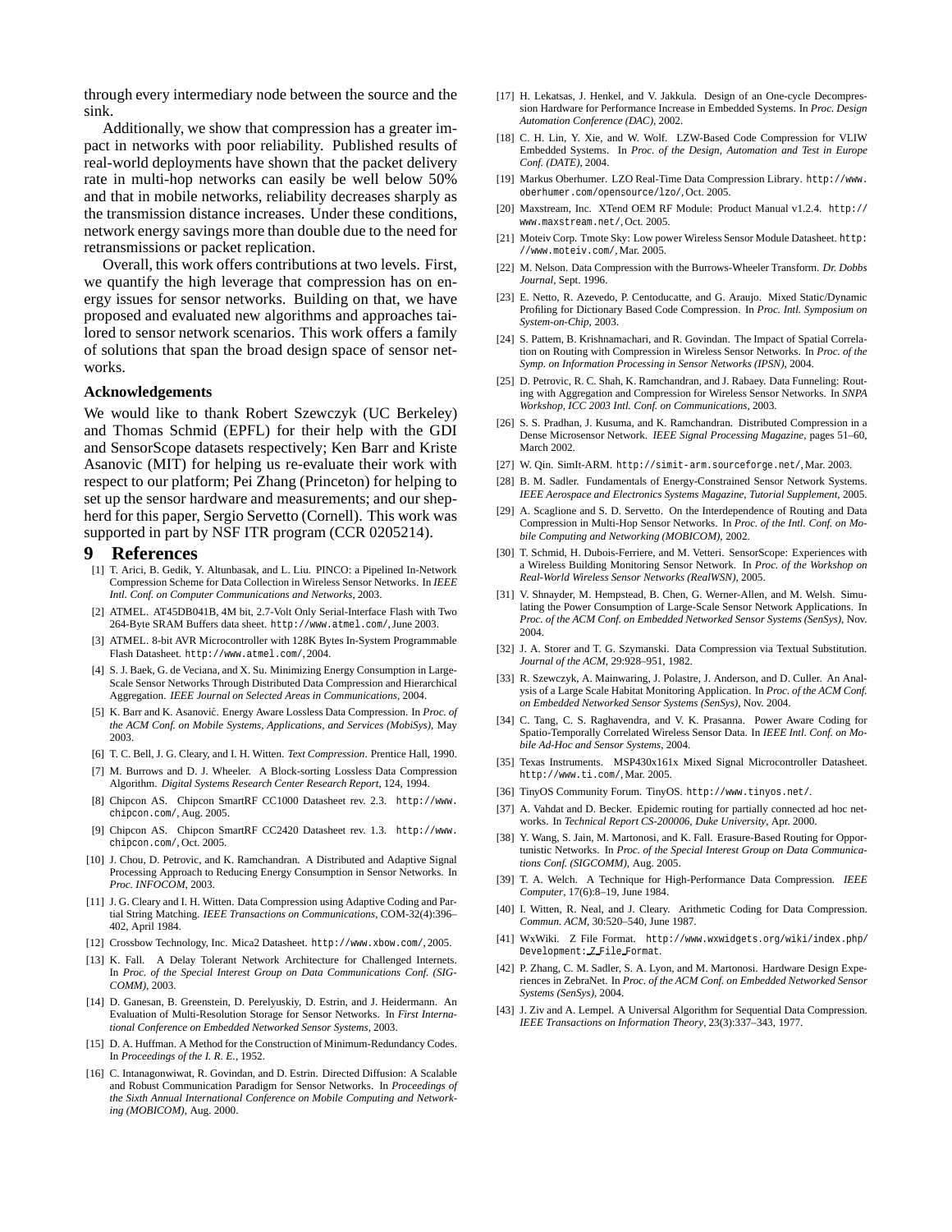through every intermediary node between the source and the sink.

Additionally, we show that compression has a greater impact in networks with poor reliability. Published results of real-world deployments have shown that the packet delivery rate in multi-hop networks can easily be well below 50% and that in mobile networks, reliability decreases sharply as the transmission distance increases. Under these conditions, network energy savings more than double due to the need for retransmissions or packet replication.

Overall, this work offers contributions at two levels. First, we quantify the high leverage that compression has on energy issues for sensor networks. Building on that, we have proposed and evaluated new algorithms and approaches tailored to sensor network scenarios. This work offers a family of solutions that span the broad design space of sensor networks.

### Acknowledgements

We would like to thank Robert Szewczyk (UC Berkeley) and Thomas Schmid (EPFL) for their help with the GDI and SensorScope datasets respectively; Ken Barr and Kriste Asanovic (MIT) for helping us re-evaluate their work with respect to our platform; Pei Zhang (Princeton) for helping to set up the sensor hardware and measurements; and our shepherd for this paper, Sergio Servetto (Cornell). This work was supported in part by NSF ITR program (CCR 0205214).

## 9 References

[1] T. Arici, B. Gedik, Y. Altunbasak, and L. Liu. PINCO: a Pipelined In-Network Compression Scheme for Data Collection in Wireless Sensor Networks. In *IEEE Intl. Conf. on Computer Communications and Networks*, 2003.

[2] ATMEL. AT45DB041B, 4M bit, 2.7-Volt Only Serial-Interface Flash with Two 264-Byte SRAM Buffers data sheet. http://www.atmel.com/, June 2003.

[3] ATMEL. 8-bit AVR Microcontroller with 128K Bytes In-System Programmable Flash Datasheet. http://www.atmel.com/, 2004.

[4] S. J. Baek, G. de Veciana, and X. Su. Minimizing Energy Consumption in Large-Scale Sensor Networks Through Distributed Data Compression and Hierarchical Aggregation. *IEEE Journal on Selected Areas in Communications*, 2004.

[5] K. Barr and K. Asanović. Energy Aware Lossless Data Compression. In *Proc. of the ACM Conf. on Mobile Systems, Applications, and Services (MobiSys)*, May 2003.

[6] T. C. Bell, J. G. Cleary, and I. H. Witten. *Text Compression*. Prentice Hall, 1990.

[7] M. Burrows and D. J. Wheeler. A Block-sorting Lossless Data Compression Algorithm. *Digital Systems Research Center Research Report*, 124, 1994.

[8] Chipcon AS. Chipcon SmartRF CC1000 Datasheet rev. 2.3. http://www.chipcon.com/, Aug. 2005.

[9] Chipcon AS. Chipcon SmartRF CC2420 Datasheet rev. 1.3. http://www.chipcon.com/, Oct. 2005.

[10] J. Chou, D. Petrovic, and K. Ramchandran. A Distributed and Adaptive Signal Processing Approach to Reducing Energy Consumption in Sensor Networks. In *Proc. INFOCOM*, 2003.

[11] J. G. Cleary and I. H. Witten. Data Compression using Adaptive Coding and Partial String Matching. *IEEE Transactions on Communications*, COM-32(4):396–402, April 1984.

[12] Crossbow Technology, Inc. Mica2 Datasheet. http://www.xbow.com/, 2005.

[13] K. Fall. A Delay Tolerant Network Architecture for Challenged Internets. In *Proc. of the Special Interest Group on Data Communications Conf. (SIGCOMM)*, 2003.

[14] D. Ganesan, B. Greenstein, D. Perelyuskiy, D. Estrin, and J. Heidermann. An Evaluation of Multi-Resolution Storage for Sensor Networks. In *First International Conference on Embedded Networked Sensor Systems*, 2003.

[15] D. A. Huffman. A Method for the Construction of Minimum-Redundancy Codes. In *Proceedings of the I. R. E.*, 1952.

[16] C. Intanagonwiwat, R. Govindan, and D. Estrin. Directed Diffusion: A Scalable and Robust Communication Paradigm for Sensor Networks. In *Proceedings of the Sixth Annual International Conference on Mobile Computing and Networking (MOBICOM)*, Aug. 2000.

[17] H. Lekatsas, J. Henkel, and V. Jakkula. Design of an One-cycle Decompression Hardware for Performance Increase in Embedded Systems. In *Proc. Design Automation Conference (DAC)*, 2002.

[18] C. H. Lin, Y. Xie, and W. Wolf. LZW-Based Code Compression for VLIW Embedded Systems. In *Proc. of the Design, Automation and Test in Europe Conf. (DATE)*, 2004.

[19] Markus Oberhumer. LZO Real-Time Data Compression Library. http://www.oberhumer.com/opensource/lzo/, Oct. 2005.

[20] Maxstream, Inc. XTend OEM RF Module: Product Manual v1.2.4. http://www.maxstream.net/, Oct. 2005.

[21] Moteiv Corp. Tmote Sky: Low power Wireless Sensor Module Datasheet. http://www.moteiv.com/, Mar. 2005.

[22] M. Nelson. Data Compression with the Burrows-Wheeler Transform. *Dr. Dobbs Journal*, Sept. 1996.

[23] E. Netto, R. Azevedo, P. Centoducatte, and G. Araujo. Mixed Static/Dynamic Profiling for Dictionary Based Code Compression. In *Proc. Intl. Symposium on System-on-Chip*, 2003.

[24] S. Pattem, B. Krishnamachari, and R. Govindan. The Impact of Spatial Correlation on Routing with Compression in Wireless Sensor Networks. In *Proc. of the Symp. on Information Processing in Sensor Networks (IPSN)*, 2004.

[25] D. Petrovic, R. C. Shah, K. Ramchandran, and J. Rabaey. Data Funneling: Routing with Aggregation and Compression for Wireless Sensor Networks. In *SNPA Workshop, ICC 2003 Intl. Conf. on Communications*, 2003.

[26] S. S. Pradhan, J. Kusuma, and K. Ramchandran. Distributed Compression in a Dense Microsensor Network. *IEEE Signal Processing Magazine*, pages 51–60, March 2002.

[27] W. Qin. SimIt-ARM. http://simit-arm.sourceforge.net/, Mar. 2003.

[28] B. M. Sadler. Fundamentals of Energy-Constrained Sensor Network Systems. *IEEE Aerospace and Electronics Systems Magazine, Tutorial Supplement*, 2005.

[29] A. Scaglione and S. D. Servetto. On the Interdependence of Routing and Data Compression in Multi-Hop Sensor Networks. In *Proc. of the Intl. Conf. on Mobile Computing and Networking (MOBICOM)*, 2002.

[30] T. Schmid, H. Dubois-Ferriere, and M. Vetteri. SensorScope: Experiences with a Wireless Building Monitoring Sensor Network. In *Proc. of the Workshop on Real-World Wireless Sensor Networks (RealWSN)*, 2005.

[31] V. Shnayder, M. Hempstead, B. Chen, G. Werner-Allen, and M. Welsh. Simulating the Power Consumption of Large-Scale Sensor Network Applications. In *Proc. of the ACM Conf. on Embedded Networked Sensor Systems (SenSys)*, Nov. 2004.

[32] J. A. Storer and T. G. Szymanski. Data Compression via Textual Substitution. *Journal of the ACM*, 29:928–951, 1982.

[33] R. Szewczyk, A. Mainwaring, J. Polastre, J. Anderson, and D. Culler. An Analysis of a Large Scale Habitat Monitoring Application. In *Proc. of the ACM Conf. on Embedded Networked Sensor Systems (SenSys)*, Nov. 2004.

[34] C. Tang, C. S. Raghavendra, and V. K. Prasanna. Power Aware Coding for Spatio-Temporally Correlated Wireless Sensor Data. In *IEEE Intl. Conf. on Mobile Ad-Hoc and Sensor Systems*, 2004.

[35] Texas Instruments. MSP430x161x Mixed Signal Microcontroller Datasheet. http://www.ti.com/, Mar. 2005.

[36] TinyOS Community Forum. TinyOS. http://www.tinyos.net/.

[37] A. Vahdat and D. Becker. Epidemic routing for partially connected ad hoc networks. In *Technical Report CS-200006, Duke University*, Apr. 2000.

[38] Y. Wang, S. Jain, M. Martonosi, and K. Fall. Erasure-Based Routing for Opportunistic Networks. In *Proc. of the Special Interest Group on Data Communications Conf. (SIGCOMM)*, Aug. 2005.

[39] T. A. Welch. A Technique for High-Performance Data Compression. *IEEE Computer*, 17(6):8–19, June 1984.

[40] I. Witten, R. Neal, and J. Cleary. Arithmetic Coding for Data Compression. *Commun. ACM*, 30:520–540, June 1987.

[41] WxWiki. Z File Format. http://www.wxwidgets.org/wiki/index.php/Development:_Z_File_Format.

[42] P. Zhang, C. M. Sadler, S. A. Lyon, and M. Martonosi. Hardware Design Experiences in ZebraNet. In *Proc. of the ACM Conf. on Embedded Networked Sensor Systems (SenSys)*, 2004.

[43] J. Ziv and A. Lempel. A Universal Algorithm for Sequential Data Compression. *IEEE Transactions on Information Theory*, 23(3):337–343, 1977.